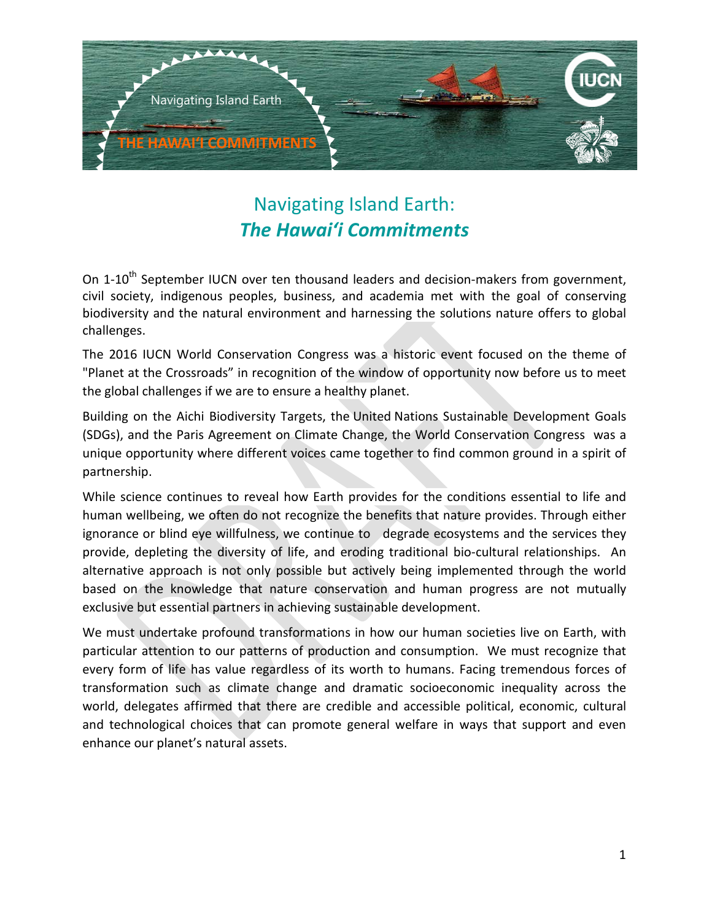# Navigating Island Earth: *The Hawai'i Commitments*

On 1-10th September IUCN over ten thousand leaders and decision-makers from government, civil society, indigenous peoples, business, and academia met with the goal of conserving biodiversity and the natural environment and harnessing the solutions nature offers to global challenges.

The 2016 IUCN World Conservation Congress was a historic event focused on the theme of "Planet at the Crossroads" in recognition of the window of opportunity now before us to meet the global challenges if we are to ensure a healthy planet.

Building on the Aichi Biodiversity Targets, the United Nations Sustainable Development Goals (SDGs), and the Paris Agreement on Climate Change, the World Conservation Congress was a unique opportunity where different voices came together to find common ground in a spirit of partnership.

While science continues to reveal how Earth provides for the conditions essential to life and human wellbeing, we often do not recognize the benefits that nature provides. Through either ignorance or blind eye willfulness, we continue to degrade ecosystems and the services they provide, depleting the diversity of life, and eroding traditional bio-cultural relationships. An alternative approach is not only possible but actively being implemented through the world based on the knowledge that nature conservation and human progress are not mutually exclusive but essential partners in achieving sustainable development.

We must undertake profound transformations in how our human societies live on Earth, with particular attention to our patterns of production and consumption. We must recognize that every form of life has value regardless of its worth to humans. Facing tremendous forces of transformation such as climate change and dramatic socioeconomic inequality across the world, delegates affirmed that there are credible and accessible political, economic, cultural and technological choices that can promote general welfare in ways that support and even enhance our planet's natural assets.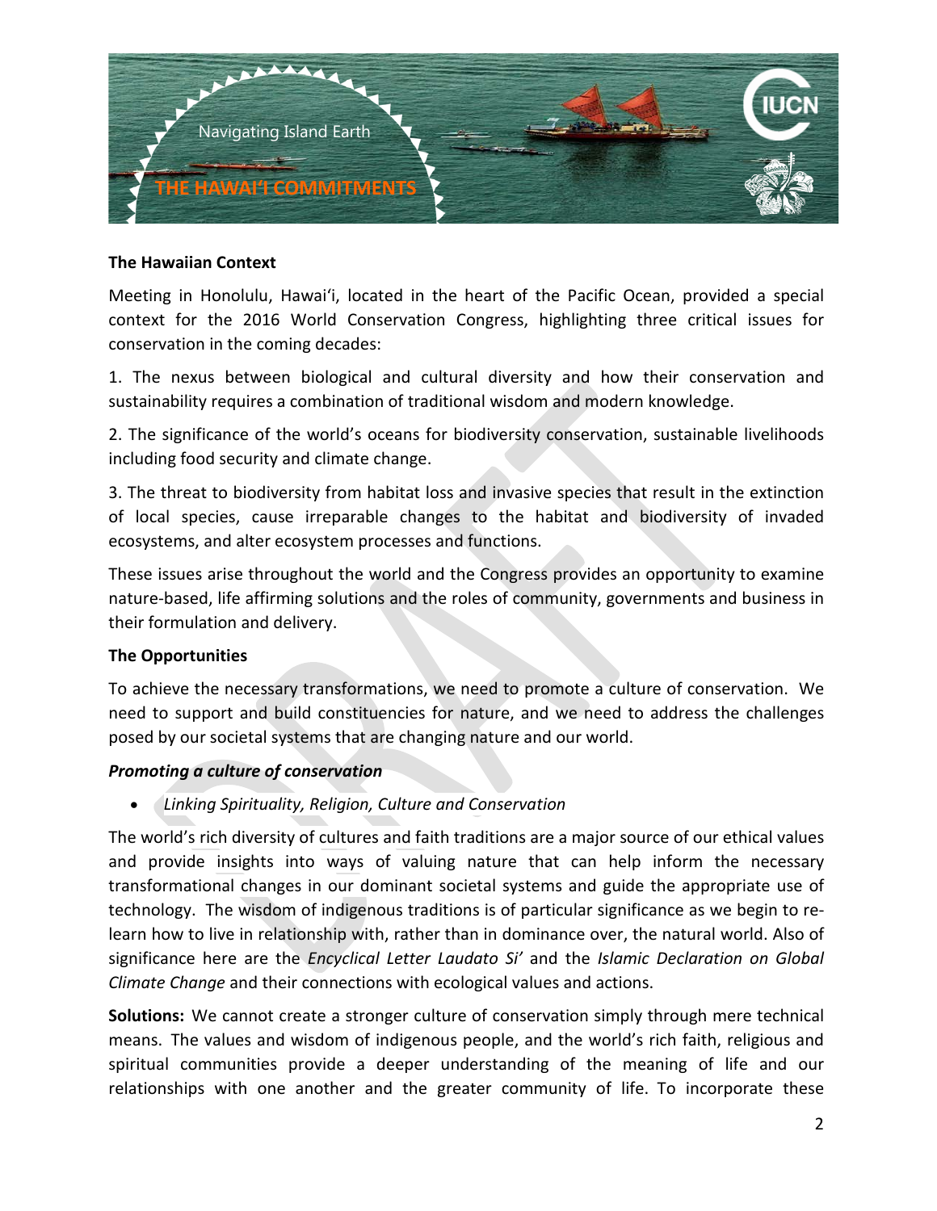**The Hawaiian Context**

Meeting in Honolulu, Hawai'i, located in the heart of the Pacific Ocean, provided a special context for the 2016 World Conservation Congress, highlighting three critical issues for conservation in the coming decades:

1. The nexus between biological and cultural diversity and how their conservation and sustainability requires a combination of traditional wisdom and modern knowledge.

2. The significance of the world's oceans for biodiversity conservation, sustainable livelihoods including food security and climate change.

3. The threat to biodiversity from habitat loss and invasive species that result in the extinction of local species, cause irreparable changes to the habitat and biodiversity of invaded ecosystems, and alter ecosystem processes and functions.

These issues arise throughout the world and the Congress provides an opportunity to examine nature-based, life affirming solutions and the roles of community, governments and business in their formulation and delivery.

**The Opportunities**

To achieve the necessary transformations, we need to promote a culture of conservation. We need to support and build constituencies for nature, and we need to address the challenges posed by our societal systems that are changing nature and our world.

***Promoting a culture of conservation***

- *Linking Spirituality, Religion, Culture and Conservation*

The world's rich diversity of cultures and faith traditions are a major source of our ethical values and provide insights into ways of valuing nature that can help inform the necessary transformational changes in our dominant societal systems and guide the appropriate use of technology. The wisdom of indigenous traditions is of particular significance as we begin to re-learn how to live in relationship with, rather than in dominance over, the natural world. Also of significance here are the *Encyclical Letter Laudato Si'* and the *Islamic Declaration on Global Climate Change* and their connections with ecological values and actions.

**Solutions:** We cannot create a stronger culture of conservation simply through mere technical means. The values and wisdom of indigenous people, and the world's rich faith, religious and spiritual communities provide a deeper understanding of the meaning of life and our relationships with one another and the greater community of life. To incorporate these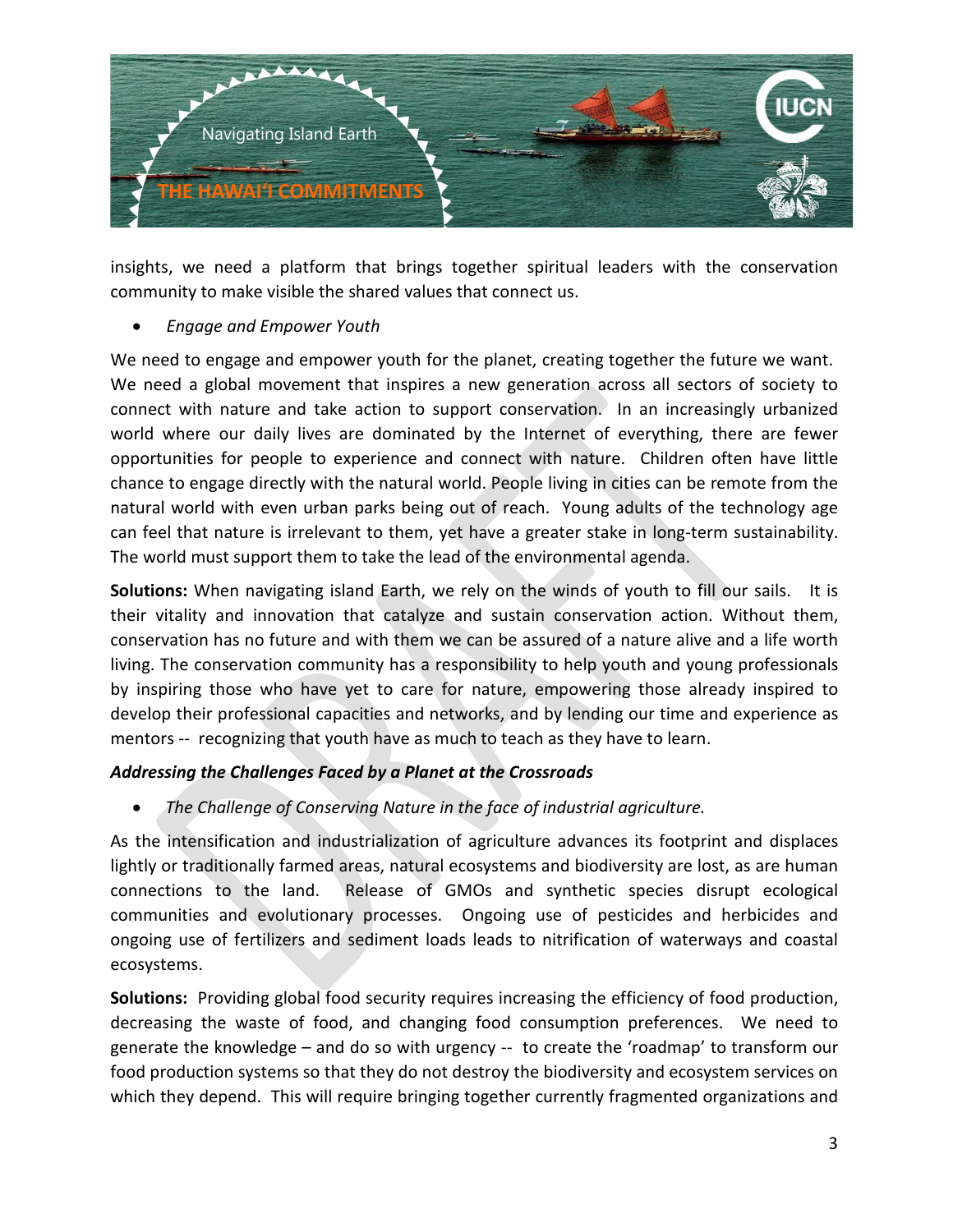insights, we need a platform that brings together spiritual leaders with the conservation community to make visible the shared values that connect us.

- *Engage and Empower Youth*

We need to engage and empower youth for the planet, creating together the future we want. We need a global movement that inspires a new generation across all sectors of society to connect with nature and take action to support conservation. In an increasingly urbanized world where our daily lives are dominated by the Internet of everything, there are fewer opportunities for people to experience and connect with nature. Children often have little chance to engage directly with the natural world. People living in cities can be remote from the natural world with even urban parks being out of reach. Young adults of the technology age can feel that nature is irrelevant to them, yet have a greater stake in long-term sustainability. The world must support them to take the lead of the environmental agenda.

**Solutions:** When navigating island Earth, we rely on the winds of youth to fill our sails. It is their vitality and innovation that catalyze and sustain conservation action. Without them, conservation has no future and with them we can be assured of a nature alive and a life worth living. The conservation community has a responsibility to help youth and young professionals by inspiring those who have yet to care for nature, empowering those already inspired to develop their professional capacities and networks, and by lending our time and experience as mentors -- recognizing that youth have as much to teach as they have to learn.

***Addressing the Challenges Faced by a Planet at the Crossroads***

- *The Challenge of Conserving Nature in the face of industrial agriculture.*

As the intensification and industrialization of agriculture advances its footprint and displaces lightly or traditionally farmed areas, natural ecosystems and biodiversity are lost, as are human connections to the land. Release of GMOs and synthetic species disrupt ecological communities and evolutionary processes. Ongoing use of pesticides and herbicides and ongoing use of fertilizers and sediment loads leads to nitrification of waterways and coastal ecosystems.

**Solutions:** Providing global food security requires increasing the efficiency of food production, decreasing the waste of food, and changing food consumption preferences. We need to generate the knowledge – and do so with urgency -- to create the 'roadmap' to transform our food production systems so that they do not destroy the biodiversity and ecosystem services on which they depend. This will require bringing together currently fragmented organizations and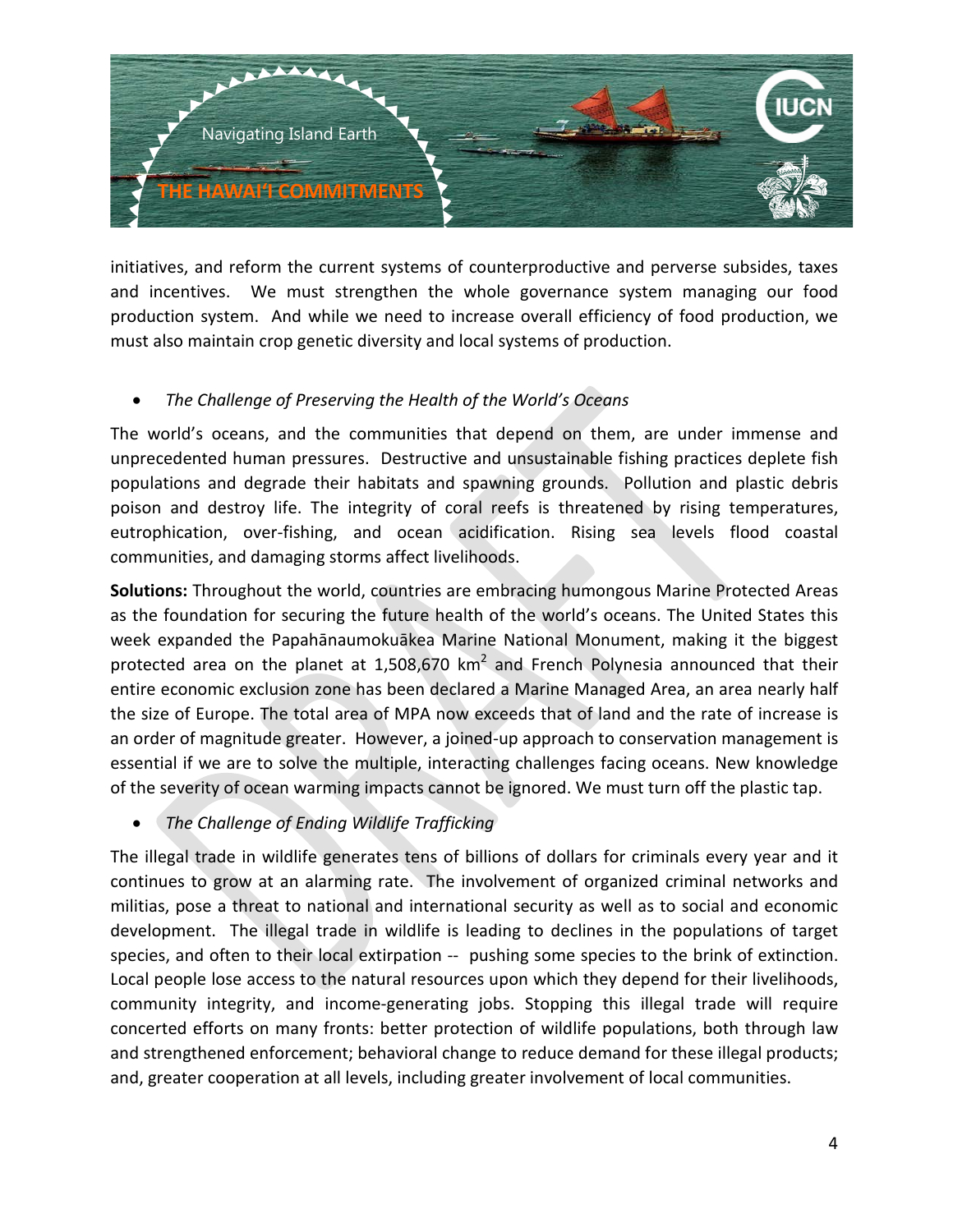initiatives, and reform the current systems of counterproductive and perverse subsides, taxes and incentives. We must strengthen the whole governance system managing our food production system. And while we need to increase overall efficiency of food production, we must also maintain crop genetic diversity and local systems of production.

- *The Challenge of Preserving the Health of the World's Oceans*

The world's oceans, and the communities that depend on them, are under immense and unprecedented human pressures. Destructive and unsustainable fishing practices deplete fish populations and degrade their habitats and spawning grounds. Pollution and plastic debris poison and destroy life. The integrity of coral reefs is threatened by rising temperatures, eutrophication, over-fishing, and ocean acidification. Rising sea levels flood coastal communities, and damaging storms affect livelihoods.

**Solutions:** Throughout the world, countries are embracing humongous Marine Protected Areas as the foundation for securing the future health of the world's oceans. The United States this week expanded the Papahānaumokuākea Marine National Monument, making it the biggest protected area on the planet at 1,508,670 $km^2$ and French Polynesia announced that their entire economic exclusion zone has been declared a Marine Managed Area, an area nearly half the size of Europe. The total area of MPA now exceeds that of land and the rate of increase is an order of magnitude greater. However, a joined-up approach to conservation management is essential if we are to solve the multiple, interacting challenges facing oceans. New knowledge of the severity of ocean warming impacts cannot be ignored. We must turn off the plastic tap.

- *The Challenge of Ending Wildlife Trafficking*

The illegal trade in wildlife generates tens of billions of dollars for criminals every year and it continues to grow at an alarming rate. The involvement of organized criminal networks and militias, pose a threat to national and international security as well as to social and economic development. The illegal trade in wildlife is leading to declines in the populations of target species, and often to their local extirpation -- pushing some species to the brink of extinction. Local people lose access to the natural resources upon which they depend for their livelihoods, community integrity, and income-generating jobs. Stopping this illegal trade will require concerted efforts on many fronts: better protection of wildlife populations, both through law and strengthened enforcement; behavioral change to reduce demand for these illegal products; and, greater cooperation at all levels, including greater involvement of local communities.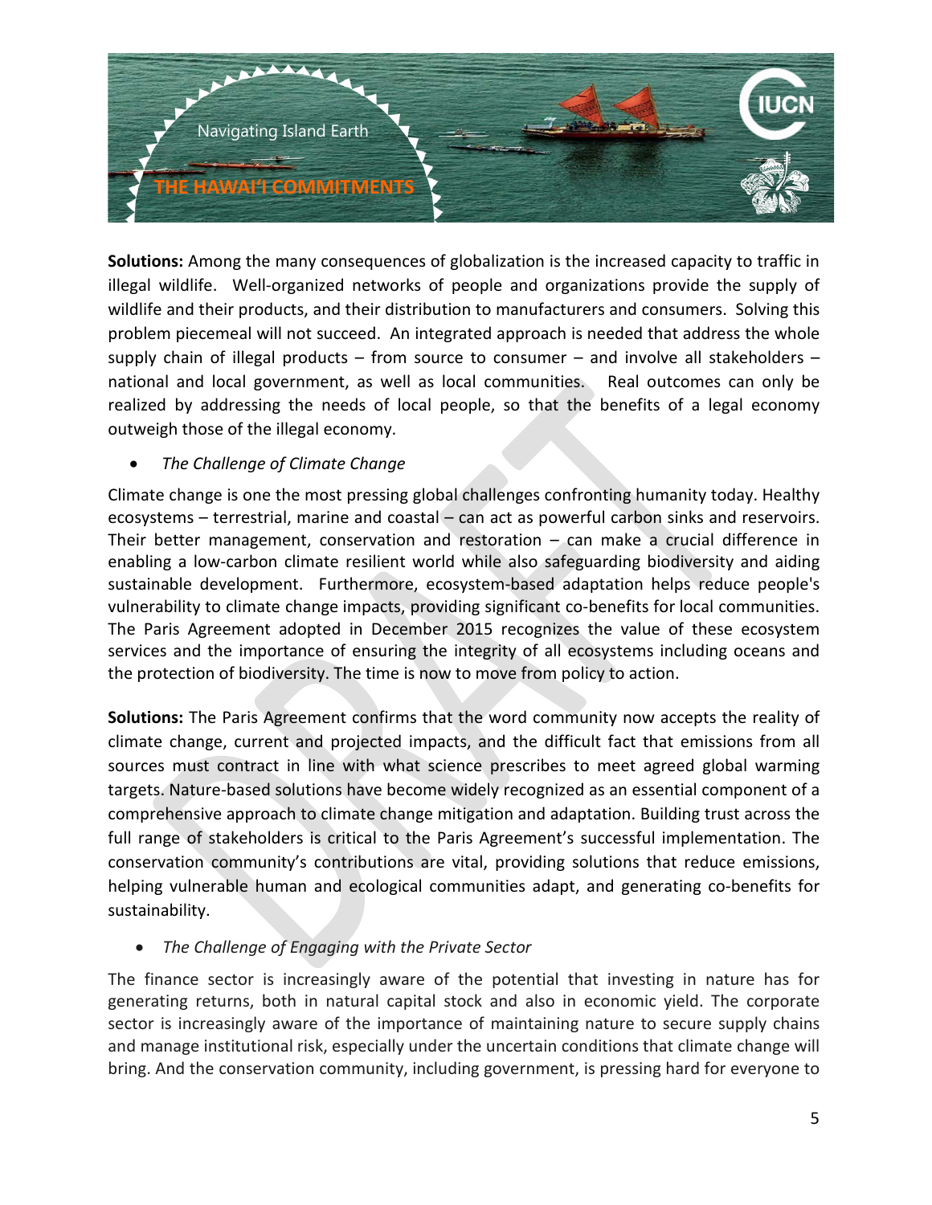**Solutions:** Among the many consequences of globalization is the increased capacity to traffic in illegal wildlife. Well-organized networks of people and organizations provide the supply of wildlife and their products, and their distribution to manufacturers and consumers. Solving this problem piecemeal will not succeed. An integrated approach is needed that address the whole supply chain of illegal products – from source to consumer – and involve all stakeholders – national and local government, as well as local communities. Real outcomes can only be realized by addressing the needs of local people, so that the benefits of a legal economy outweigh those of the illegal economy.

- *The Challenge of Climate Change*

Climate change is one the most pressing global challenges confronting humanity today. Healthy ecosystems – terrestrial, marine and coastal – can act as powerful carbon sinks and reservoirs. Their better management, conservation and restoration – can make a crucial difference in enabling a low-carbon climate resilient world while also safeguarding biodiversity and aiding sustainable development. Furthermore, ecosystem-based adaptation helps reduce people's vulnerability to climate change impacts, providing significant co-benefits for local communities. The Paris Agreement adopted in December 2015 recognizes the value of these ecosystem services and the importance of ensuring the integrity of all ecosystems including oceans and the protection of biodiversity. The time is now to move from policy to action.

**Solutions:** The Paris Agreement confirms that the word community now accepts the reality of climate change, current and projected impacts, and the difficult fact that emissions from all sources must contract in line with what science prescribes to meet agreed global warming targets. Nature-based solutions have become widely recognized as an essential component of a comprehensive approach to climate change mitigation and adaptation. Building trust across the full range of stakeholders is critical to the Paris Agreement's successful implementation. The conservation community's contributions are vital, providing solutions that reduce emissions, helping vulnerable human and ecological communities adapt, and generating co-benefits for sustainability.

- *The Challenge of Engaging with the Private Sector*

The finance sector is increasingly aware of the potential that investing in nature has for generating returns, both in natural capital stock and also in economic yield. The corporate sector is increasingly aware of the importance of maintaining nature to secure supply chains and manage institutional risk, especially under the uncertain conditions that climate change will bring. And the conservation community, including government, is pressing hard for everyone to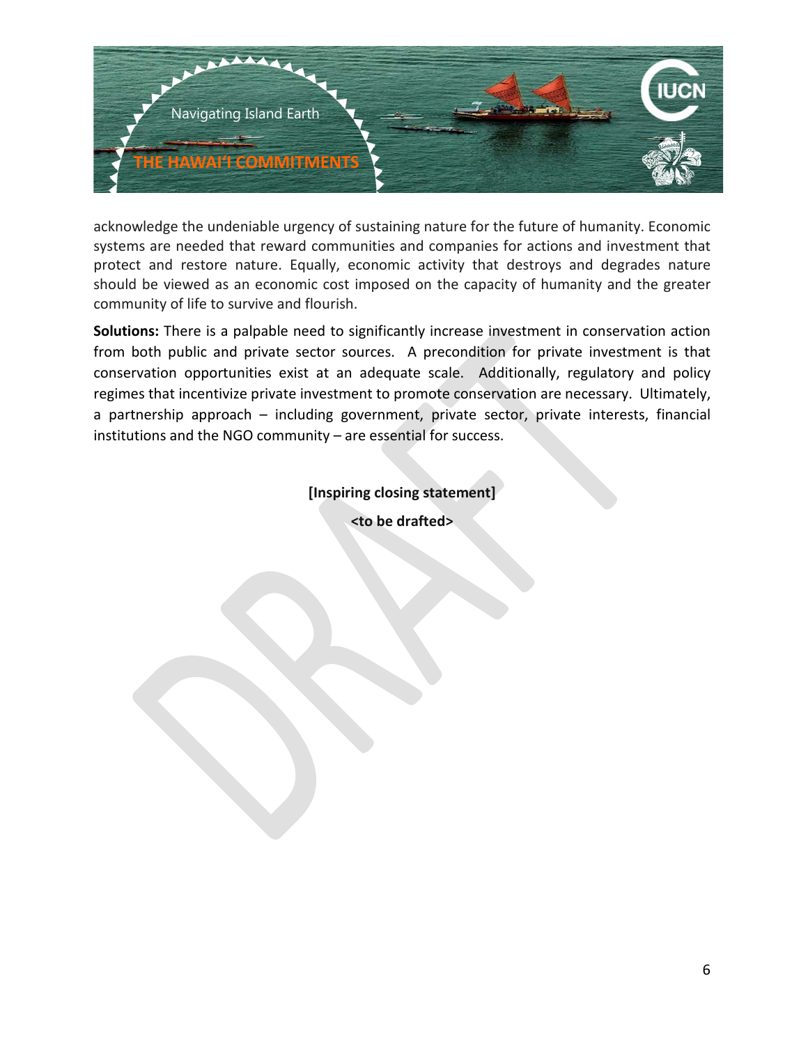acknowledge the undeniable urgency of sustaining nature for the future of humanity. Economic systems are needed that reward communities and companies for actions and investment that protect and restore nature. Equally, economic activity that destroys and degrades nature should be viewed as an economic cost imposed on the capacity of humanity and the greater community of life to survive and flourish.

**Solutions:** There is a palpable need to significantly increase investment in conservation action from both public and private sector sources. A precondition for private investment is that conservation opportunities exist at an adequate scale. Additionally, regulatory and policy regimes that incentivize private investment to promote conservation are necessary. Ultimately, a partnership approach – including government, private sector, private interests, financial institutions and the NGO community – are essential for success.

**[Inspiring closing statement]**

**<to be drafted>**